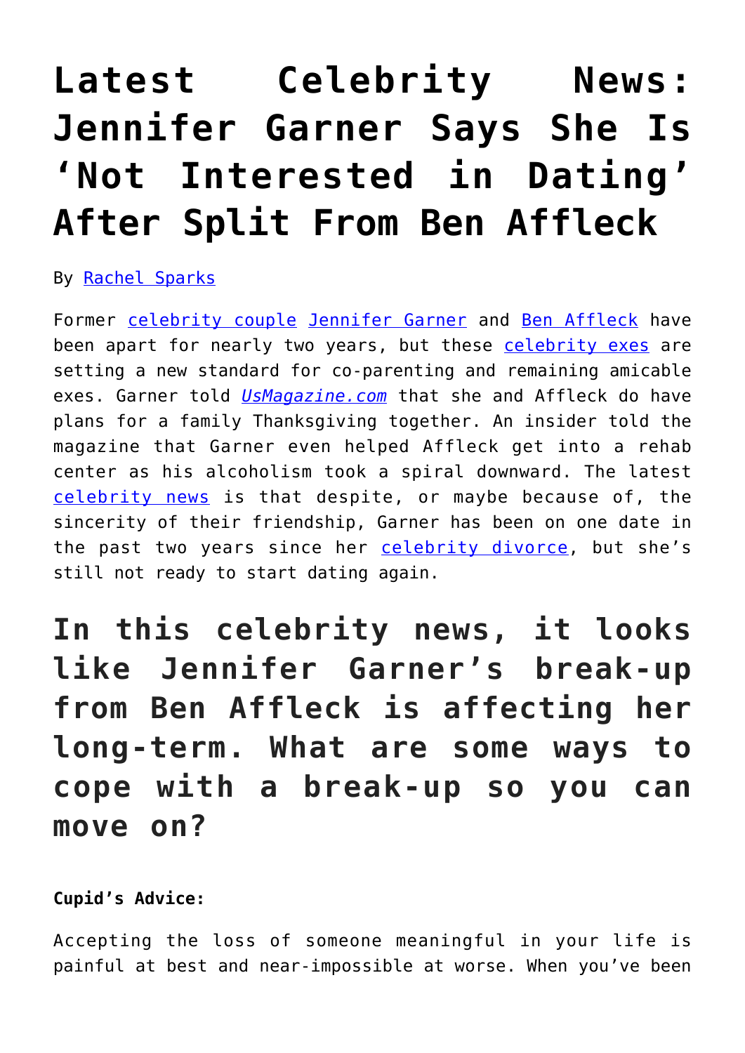# Latest Celebrity News: Jennifer Garner Says She Is 'Not Interested in Dating' After Split From Ben Affleck

By Rachel Sparks

Former celebrity couple Jennifer Garner and Ben Affleck have been apart for nearly two years, but these celebrity exes are setting a new standard for co-parenting and remaining amicable exes. Garner told *UsMagazine.com* that she and Affleck do have plans for a family Thanksgiving together. An insider told the magazine that Garner even helped Affleck get into a rehab center as his alcoholism took a spiral downward. The latest celebrity news is that despite, or maybe because of, the sincerity of their friendship, Garner has been on one date in the past two years since her celebrity divorce, but she's still not ready to start dating again.

## In this celebrity news, it looks like Jennifer Garner's break-up from Ben Affleck is affecting her long-term. What are some ways to cope with a break-up so you can move on?

**Cupid's Advice:**

Accepting the loss of someone meaningful in your life is painful at best and near-impossible at worse. When you've been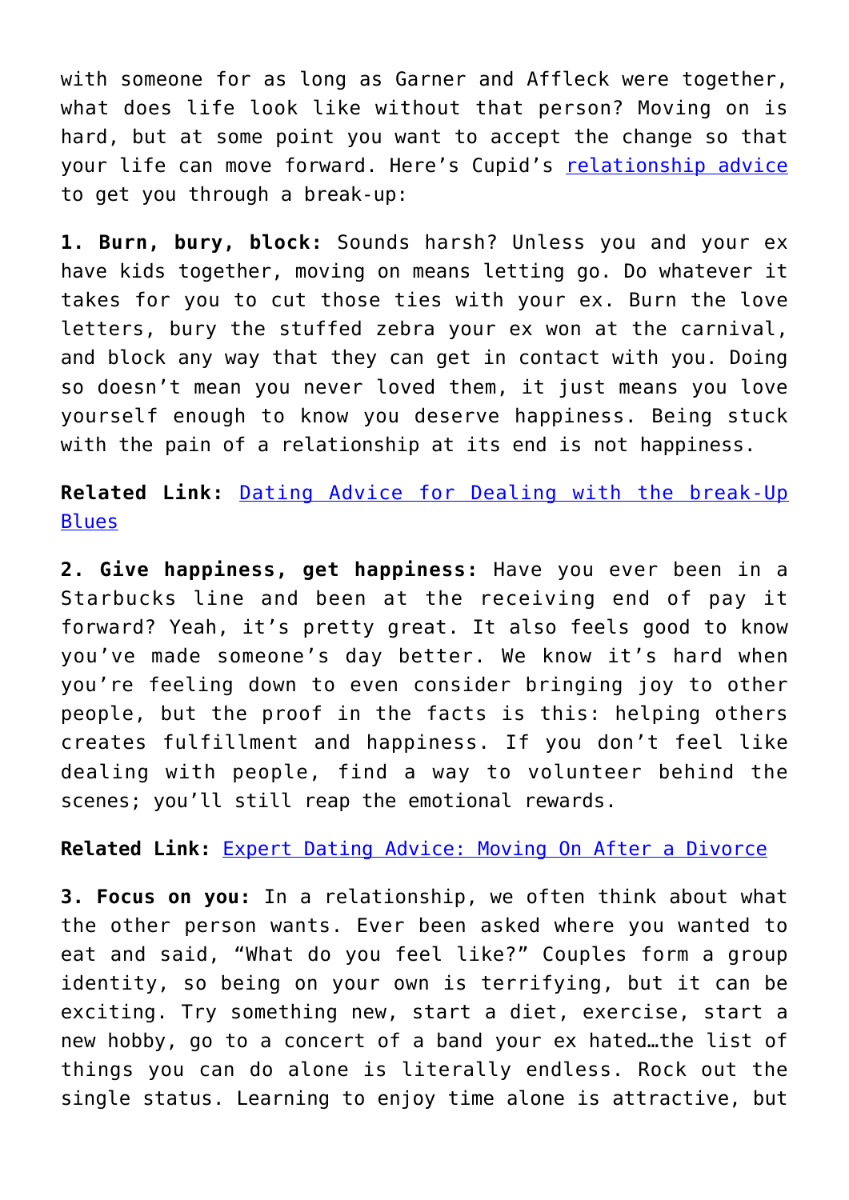with someone for as long as Garner and Affleck were together, what does life look like without that person? Moving on is hard, but at some point you want to accept the change so that your life can move forward. Here's Cupid's relationship advice to get you through a break-up:

**1. Burn, bury, block:** Sounds harsh? Unless you and your ex have kids together, moving on means letting go. Do whatever it takes for you to cut those ties with your ex. Burn the love letters, bury the stuffed zebra your ex won at the carnival, and block any way that they can get in contact with you. Doing so doesn't mean you never loved them, it just means you love yourself enough to know you deserve happiness. Being stuck with the pain of a relationship at its end is not happiness.

**Related Link:** Dating Advice for Dealing with the break-Up Blues

**2. Give happiness, get happiness:** Have you ever been in a Starbucks line and been at the receiving end of pay it forward? Yeah, it's pretty great. It also feels good to know you've made someone's day better. We know it's hard when you're feeling down to even consider bringing joy to other people, but the proof in the facts is this: helping others creates fulfillment and happiness. If you don't feel like dealing with people, find a way to volunteer behind the scenes; you'll still reap the emotional rewards.

**Related Link:** Expert Dating Advice: Moving On After a Divorce

**3. Focus on you:** In a relationship, we often think about what the other person wants. Ever been asked where you wanted to eat and said, "What do you feel like?" Couples form a group identity, so being on your own is terrifying, but it can be exciting. Try something new, start a diet, exercise, start a new hobby, go to a concert of a band your ex hated…the list of things you can do alone is literally endless. Rock out the single status. Learning to enjoy time alone is attractive, but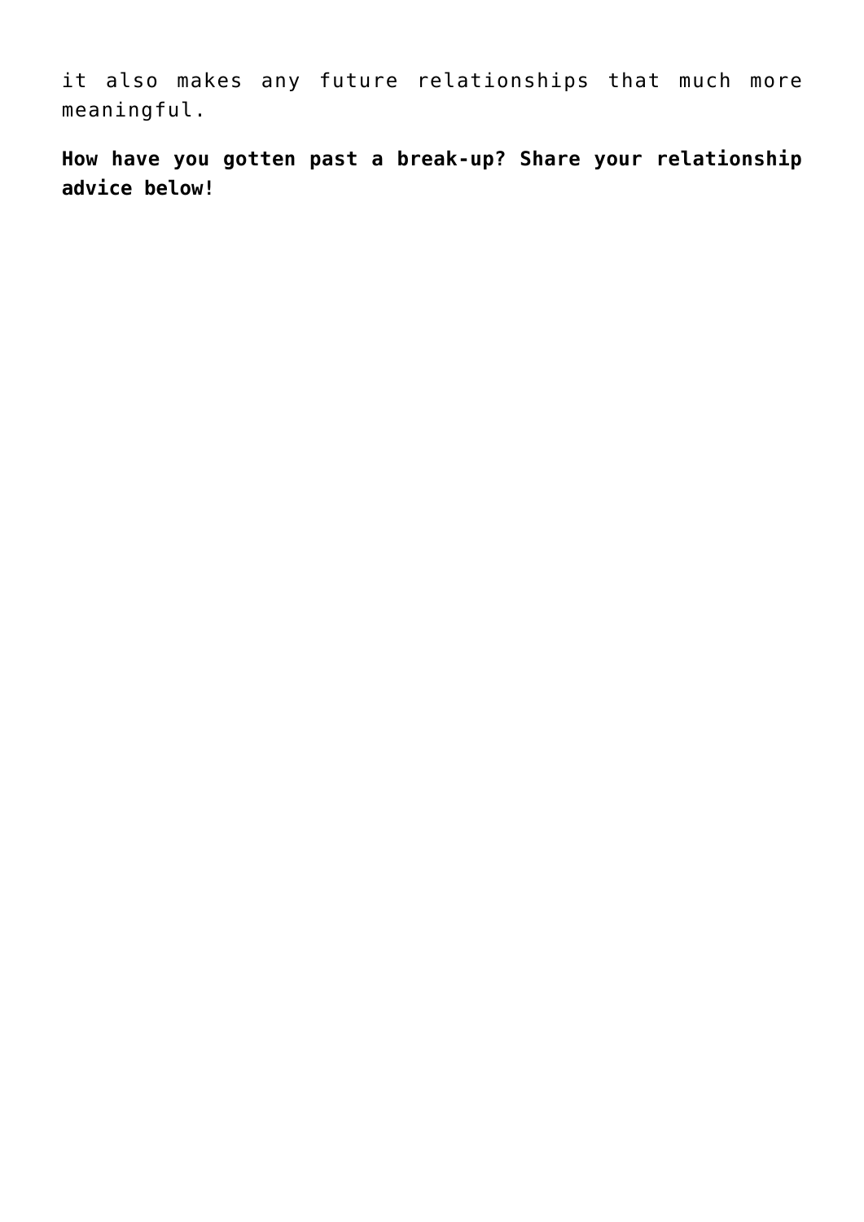it also makes any future relationships that much more meaningful.

**How have you gotten past a break-up? Share your relationship advice below!**